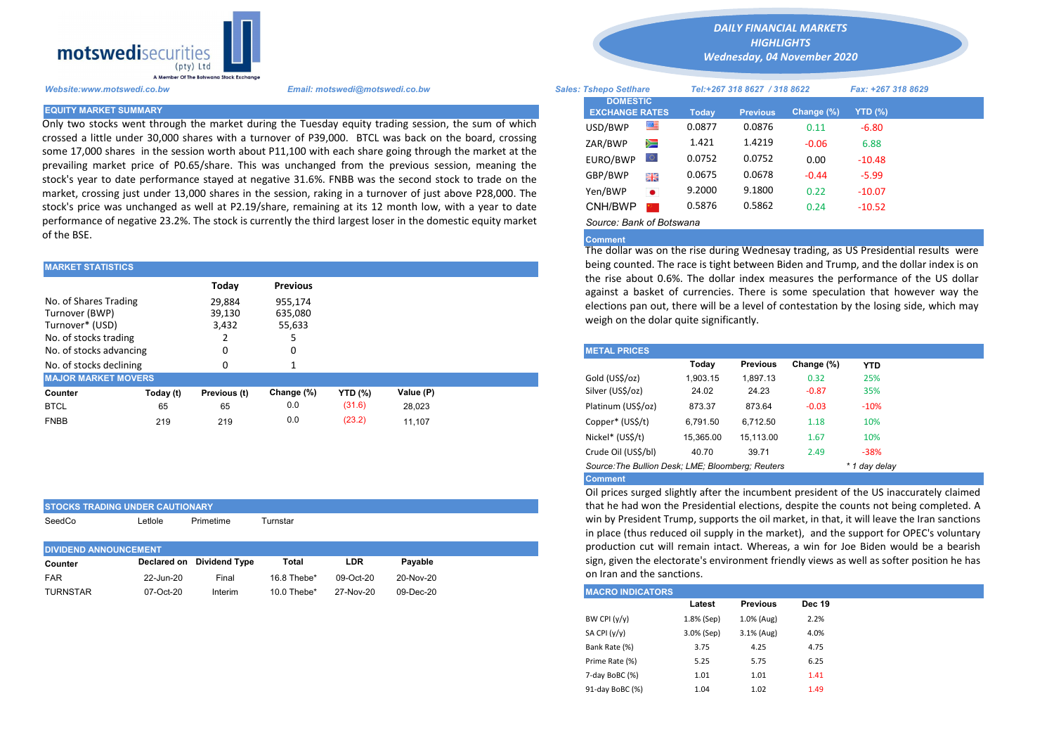# DAILY FINANCIAL MARKETS HIGHLIGHTS

**Wednesday, 04 November 2020**

Website:www.motswedi.co.bw | Email: motswedi@motswedi.co.bw

Sales: Tshepo Setlhare | Tel:+267 318 8627 / 318 8622 | Fax: +267 318 8629

## EQUITY MARKET SUMMARY

Only two stocks went through the market during the Tuesday equity trading session, the sum of which crossed a little under 30,000 shares with a turnover of P39,000. BTCL was back on the board, crossing some 17,000 shares in the session worth about P11,100 with each share going through the market at the prevailing market price of P0.65/share. This was unchanged from the previous session, meaning the stock's year to date performance stayed at negative 31.6%. FNBB was the second stock to trade on the market, crossing just under 13,000 shares in the session, raking in a turnover of just above P28,000. The stock's price was unchanged as well at P2.19/share, remaining at its 12 month low, with a year to date performance of negative 23.2%. The stock is currently the third largest loser in the domestic equity market of the BSE.

## MARKET STATISTICS

| | Today | Previous |
|---|---|---|
| No. of Shares Trading | 29,884 | 955,174 |
| Turnover (BWP) | 39,130 | 635,080 |
| Turnover* (USD) | 3,432 | 55,633 |
| No. of stocks trading | 2 | 5 |
| No. of stocks advancing | 0 | 0 |
| No. of stocks declining | 0 | 1 |

## MAJOR MARKET MOVERS

| Counter | Today (t) | Previous (t) | Change (%) | YTD (%) | Value (P) |
|---|---|---|---|---|---|
| BTCL | 65 | 65 | 0.0 | (31.6) | 28,023 |
| FNBB | 219 | 219 | 0.0 | (23.2) | 11,107 |

## STOCKS TRADING UNDER CAUTIONARY

SeedCo | Letlole | Primetime | Turnstar

## DIVIDEND ANNOUNCEMENT

| Counter | Declared on | Dividend Type | Total | LDR | Payable |
|---|---|---|---|---|---|
| FAR | 22-Jun-20 | Final | 16.8 Thebe* | 09-Oct-20 | 20-Nov-20 |
| TURNSTAR | 07-Oct-20 | Interim | 10.0 Thebe* | 27-Nov-20 | 09-Dec-20 |

## DOMESTIC EXCHANGE RATES

| DOMESTIC EXCHANGE RATES | Today | Previous | Change (%) | YTD (%) |
|---|---|---|---|---|
| USD/BWP | 0.0877 | 0.0876 | 0.11 | -6.80 |
| ZAR/BWP | 1.421 | 1.4219 | -0.06 | 6.88 |
| EURO/BWP | 0.0752 | 0.0752 | 0.00 | -10.48 |
| GBP/BWP | 0.0675 | 0.0678 | -0.44 | -5.99 |
| Yen/BWP | 9.2000 | 9.1800 | 0.22 | -10.07 |
| CNH/BWP | 0.5876 | 0.5862 | 0.24 | -10.52 |

*Source: Bank of Botswana*

**Comment**

The dollar was on the rise during Wednesay trading, as US Presidential results were being counted. The race is tight between Biden and Trump, and the dollar index is on the rise about 0.6%. The dollar index measures the performance of the US dollar against a basket of currencies. There is some speculation that however way the elections pan out, there will be a level of contestation by the losing side, which may weigh on the dolar quite significantly.

## METAL PRICES

| | Today | Previous | Change (%) | YTD |
|---|---|---|---|---|
| Gold (US$/oz) | 1,903.15 | 1,897.13 | 0.32 | 25% |
| Silver (US$/oz) | 24.02 | 24.23 | -0.87 | 35% |
| Platinum (US$/oz) | 873.37 | 873.64 | -0.03 | -10% |
| Copper* (US$/t) | 6,791.50 | 6,712.50 | 1.18 | 10% |
| Nickel* (US$/t) | 15,365.00 | 15,113.00 | 1.67 | 10% |
| Crude Oil (US$/bl) | 40.70 | 39.71 | 2.49 | -38% |

*Source: The Bullion Desk; LME; Bloomberg; Reuters* | * 1 day delay

**Comment**

Oil prices surged slightly after the incumbent president of the US inaccurately claimed that he had won the Presidential elections, despite the counts not being completed. A win by President Trump, supports the oil market, in that, it will leave the Iran sanctions in place (thus reduced oil supply in the market), and the support for OPEC's voluntary production cut will remain intact. Whereas, a win for Joe Biden would be a bearish sign, given the electorate's environment friendly views as well as softer position he has on Iran and the sanctions.

## MACRO INDICATORS

| | Latest | Previous | Dec 19 |
|---|---|---|---|
| BW CPI (y/y) | 1.8% (Sep) | 1.0% (Aug) | 2.2% |
| SA CPI (y/y) | 3.0% (Sep) | 3.1% (Aug) | 4.0% |
| Bank Rate (%) | 3.75 | 4.25 | 4.75 |
| Prime Rate (%) | 5.25 | 5.75 | 6.25 |
| 7-day BoBC (%) | 1.01 | 1.01 | 1.41 |
| 91-day BoBC (%) | 1.04 | 1.02 | 1.49 |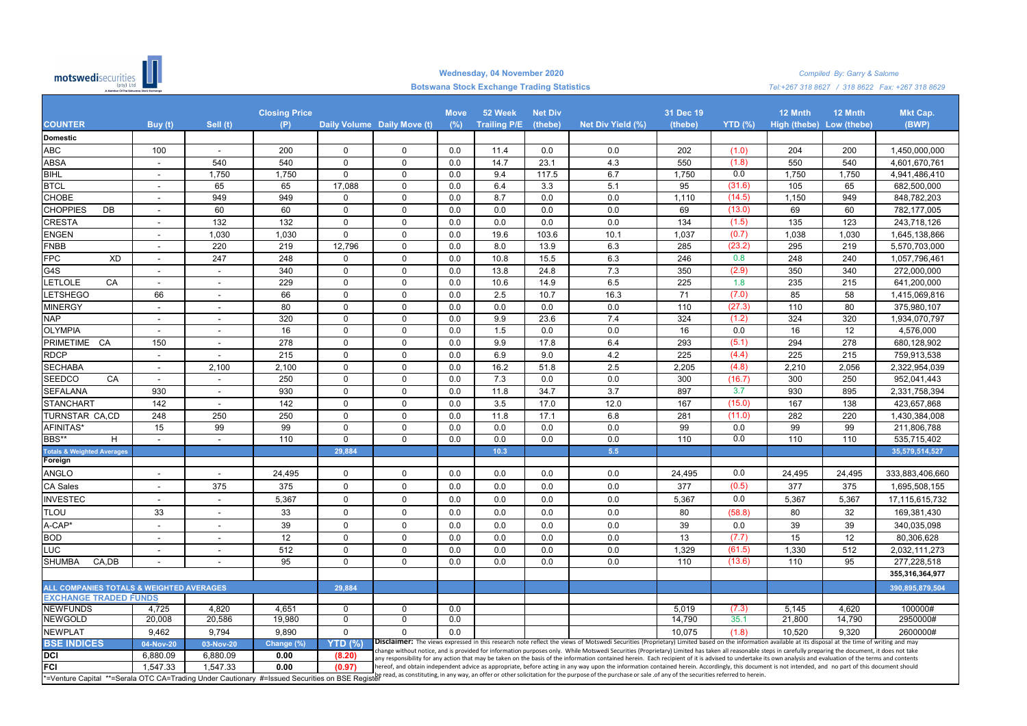motswedisecurities (pty) Ltd
A Member Of The Botswana Stock Exchange

**Wednesday, 04 November 2020**

**Botswana Stock Exchange Trading Statistics**

*Compiled By: Garry & Salome*

*Tel:+267 318 8627 / 318 8622 Fax: +267 318 8629*

| COUNTER | Buy (t) | Sell (t) | Closing Price (P) | Daily Volume | Daily Move (t) | Move (%) | 52 Week Trailing P/E | Net Div (thebe) | Net Div Yield (%) | 31 Dec 19 (thebe) | YTD (%) | 12 Mnth High (thebe) | 12 Mnth Low (thebe) | Mkt Cap. (BWP) |
|---|---|---|---|---|---|---|---|---|---|---|---|---|---|---|
| **Domestic** | | | | | | | | | | | | | | |
| ABC | 100 | - | 200 | 0 | 0 | 0.0 | 11.4 | 0.0 | 0.0 | 202 | (1.0) | 204 | 200 | 1,450,000,000 |
| ABSA | - | 540 | 540 | 0 | 0 | 0.0 | 14.7 | 23.1 | 4.3 | 550 | (1.8) | 550 | 540 | 4,601,670,761 |
| BIHL | - | 1,750 | 1,750 | 0 | 0 | 0.0 | 9.4 | 117.5 | 6.7 | 1,750 | 0.0 | 1,750 | 1,750 | 4,941,486,410 |
| BTCL | - | 65 | 65 | 17,088 | 0 | 0.0 | 6.4 | 3.3 | 5.1 | 95 | (31.6) | 105 | 65 | 682,500,000 |
| CHOBE | - | 949 | 949 | 0 | 0 | 0.0 | 8.7 | 0.0 | 0.0 | 1,110 | (14.5) | 1,150 | 949 | 848,782,203 |
| CHOPPIES DB | - | 60 | 60 | 0 | 0 | 0.0 | 0.0 | 0.0 | 0.0 | 69 | (13.0) | 69 | 60 | 782,177,005 |
| CRESTA | - | 132 | 132 | 0 | 0 | 0.0 | 0.0 | 0.0 | 0.0 | 134 | (1.5) | 135 | 123 | 243,718,126 |
| ENGEN | - | 1,030 | 1,030 | 0 | 0 | 0.0 | 19.6 | 103.6 | 10.1 | 1,037 | (0.7) | 1,038 | 1,030 | 1,645,138,866 |
| FNBB | - | 220 | 219 | 12,796 | 0 | 0.0 | 8.0 | 13.9 | 6.3 | 285 | (23.2) | 295 | 219 | 5,570,703,000 |
| FPC XD | - | 247 | 248 | 0 | 0 | 0.0 | 10.8 | 15.5 | 6.3 | 246 | 0.8 | 248 | 240 | 1,057,796,461 |
| G4S | - | - | 340 | 0 | 0 | 0.0 | 13.8 | 24.8 | 7.3 | 350 | (2.9) | 350 | 340 | 272,000,000 |
| LETLOLE CA | - | - | 229 | 0 | 0 | 0.0 | 10.6 | 14.9 | 6.5 | 225 | 1.8 | 235 | 215 | 641,200,000 |
| LETSHEGO | 66 | - | 66 | 0 | 0 | 0.0 | 2.5 | 10.7 | 16.3 | 71 | (7.0) | 85 | 58 | 1,415,069,816 |
| MINERGY | - | - | 80 | 0 | 0 | 0.0 | 0.0 | 0.0 | 0.0 | 110 | (27.3) | 110 | 80 | 375,980,107 |
| NAP | - | - | 320 | 0 | 0 | 0.0 | 9.9 | 23.6 | 7.4 | 324 | (1.2) | 324 | 320 | 1,934,070,797 |
| OLYMPIA | - | - | 16 | 0 | 0 | 0.0 | 1.5 | 0.0 | 0.0 | 16 | 0.0 | 16 | 12 | 4,576,000 |
| PRIMETIME CA | 150 | - | 278 | 0 | 0 | 0.0 | 9.9 | 17.8 | 6.4 | 293 | (5.1) | 294 | 278 | 680,128,902 |
| RDCP | - | - | 215 | 0 | 0 | 0.0 | 6.9 | 9.0 | 4.2 | 225 | (4.4) | 225 | 215 | 759,913,538 |
| SECHABA | - | 2,100 | 2,100 | 0 | 0 | 0.0 | 16.2 | 51.8 | 2.5 | 2,205 | (4.8) | 2,210 | 2,056 | 2,322,954,039 |
| SEEDCO CA | - | - | 250 | 0 | 0 | 0.0 | 7.3 | 0.0 | 0.0 | 300 | (16.7) | 300 | 250 | 952,041,443 |
| SEFALANA | 930 | - | 930 | 0 | 0 | 0.0 | 11.8 | 34.7 | 3.7 | 897 | 3.7 | 930 | 895 | 2,331,758,394 |
| STANCHART | 142 | - | 142 | 0 | 0 | 0.0 | 3.5 | 17.0 | 12.0 | 167 | (15.0) | 167 | 138 | 423,657,868 |
| TURNSTAR CA,CD | 248 | 250 | 250 | 0 | 0 | 0.0 | 11.8 | 17.1 | 6.8 | 281 | (11.0) | 282 | 220 | 1,430,384,008 |
| AFINITAS* | 15 | 99 | 99 | 0 | 0 | 0.0 | 0.0 | 0.0 | 0.0 | 99 | 0.0 | 99 | 99 | 211,806,788 |
| BBS** H | - | - | 110 | 0 | 0 | 0.0 | 0.0 | 0.0 | 0.0 | 110 | 0.0 | 110 | 110 | 535,715,402 |
| **Totals & Weighted Averages** | | | | **29,884** | | | **10.3** | | **5.5** | | | | | **35,579,514,527** |
| **Foreign** | | | | | | | | | | | | | | |
| ANGLO | - | - | 24,495 | 0 | 0 | 0.0 | 0.0 | 0.0 | 0.0 | 24,495 | 0.0 | 24,495 | 24,495 | 333,883,406,660 |
| CA Sales | - | 375 | 375 | 0 | 0 | 0.0 | 0.0 | 0.0 | 0.0 | 377 | (0.5) | 377 | 375 | 1,695,508,155 |
| INVESTEC | - | - | 5,367 | 0 | 0 | 0.0 | 0.0 | 0.0 | 0.0 | 5,367 | 0.0 | 5,367 | 5,367 | 17,115,615,732 |
| TLOU | 33 | - | 33 | 0 | 0 | 0.0 | 0.0 | 0.0 | 0.0 | 80 | (58.8) | 80 | 32 | 169,381,430 |
| A-CAP* | - | - | 39 | 0 | 0 | 0.0 | 0.0 | 0.0 | 0.0 | 39 | 0.0 | 39 | 39 | 340,035,098 |
| BOD | - | - | 12 | 0 | 0 | 0.0 | 0.0 | 0.0 | 0.0 | 13 | (7.7) | 15 | 12 | 80,306,628 |
| LUC | - | - | 512 | 0 | 0 | 0.0 | 0.0 | 0.0 | 0.0 | 1,329 | (61.5) | 1,330 | 512 | 2,032,111,273 |
| SHUMBA CA,DB | - | - | 95 | 0 | 0 | 0.0 | 0.0 | 0.0 | 0.0 | 110 | (13.6) | 110 | 95 | 277,228,518 |
| | | | | | | | | | | | | | | **355,316,364,977** |
| **ALL COMPANIES TOTALS & WEIGHTED AVERAGES** | | | | **29,884** | | | | | | | | | | **390,895,879,504** |
| **EXCHANGE TRADED FUNDS** | | | | | | | | | | | | | | |
| NEWFUNDS | 4,725 | 4,820 | 4,651 | 0 | 0 | 0.0 | | | | 5,019 | (7.3) | 5,145 | 4,620 | 100000# |
| NEWGOLD | 20,008 | 20,586 | 19,980 | 0 | 0 | 0.0 | | | | 14,790 | 35.1 | 21,800 | 14,790 | 2950000# |
| NEWPLAT | 9,462 | 9,794 | 9,890 | 0 | 0 | 0.0 | | | | 10,075 | (1.8) | 10,520 | 9,320 | 2600000# |

| BSE INDICES | 04-Nov-20 | 03-Nov-20 | Change (%) | YTD (%) |
|---|---|---|---|---|
| DCI | 6,880.09 | 6,880.09 | 0.00 | (8.20) |
| FCI | 1,547.33 | 1,547.33 | 0.00 | (0.97) |

*=Venture Capital **=Serala OTC CA=Trading Under Cautionary #=Issued Securities on BSE Register

**Disclaimer:** The views expressed in this research note reflect the views of Motswedi Securities (Proprietary) Limited based on the information available at its disposal at the time of writing and may change without notice, and is provided for information purposes only. While Motswedi Securities (Proprietary) Limited has taken all reasonable steps in carefully preparing the document, it does not take any responsibility for any action that may be taken on the basis of the information contained herein. Each recipient of it is advised to undertake its own analysis and evaluation of the terms and contents hereof, and obtain independent advice as appropriate, before acting in any way upon the information contained herein. Accordingly, this document is not intended, and no part of this document should be read, as constituting, in any way, an offer or other solicitation for the purpose of the purchase or sale .of any of the securities referred to herein.